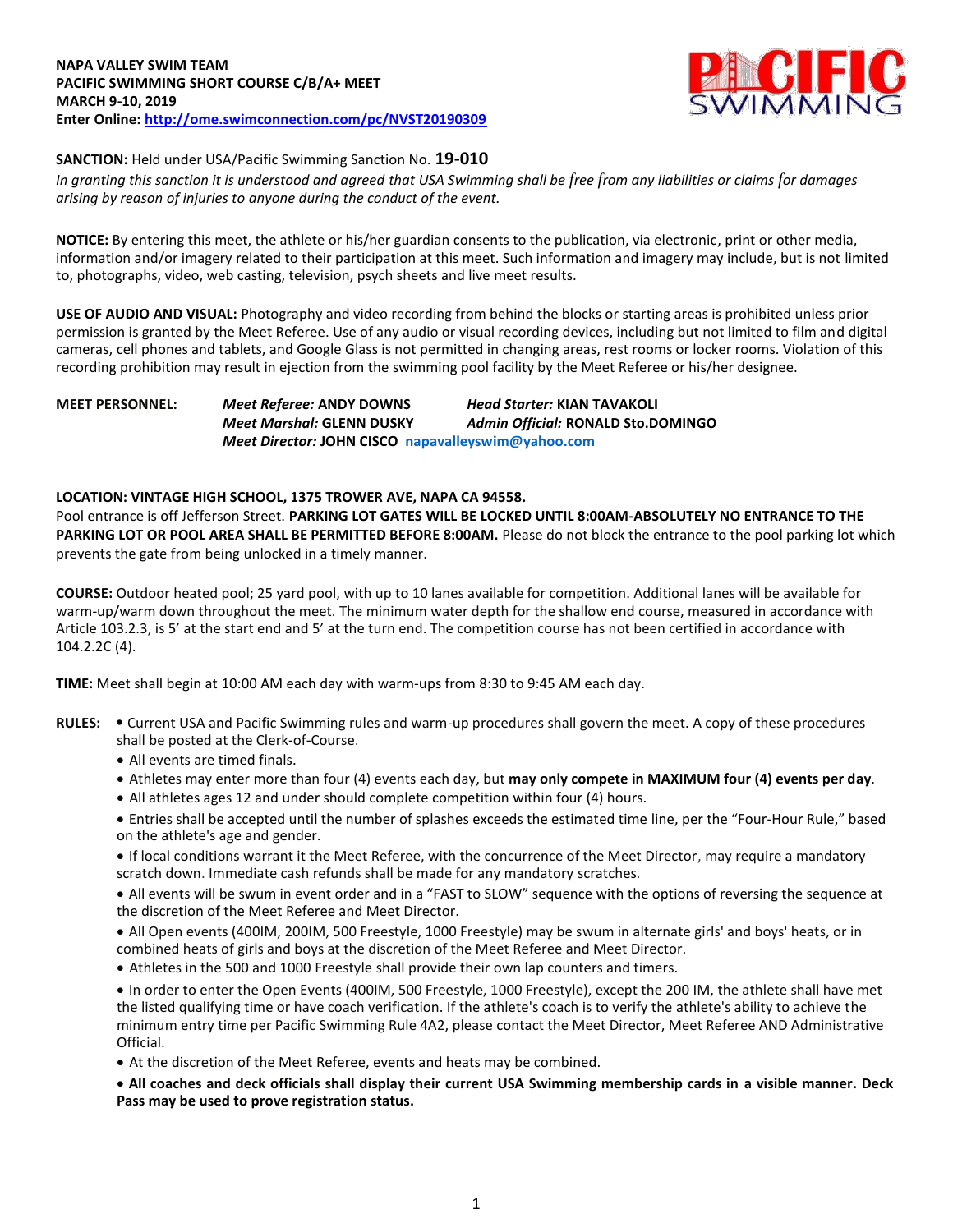**NAPA VALLEY SWIM TEAM**
**PACIFIC SWIMMING SHORT COURSE C/B/A+ MEET**
**MARCH 9-10, 2019**
**Enter Online: http://ome.swimconnection.com/pc/NVST20190309**

**SANCTION:** Held under USA/Pacific Swimming Sanction No. **19-010**
*In granting this sanction it is understood and agreed that USA Swimming shall be free from any liabilities or claims for damages arising by reason of injuries to anyone during the conduct of the event.*

**NOTICE:** By entering this meet, the athlete or his/her guardian consents to the publication, via electronic, print or other media, information and/or imagery related to their participation at this meet. Such information and imagery may include, but is not limited to, photographs, video, web casting, television, psych sheets and live meet results.

**USE OF AUDIO AND VISUAL:** Photography and video recording from behind the blocks or starting areas is prohibited unless prior permission is granted by the Meet Referee. Use of any audio or visual recording devices, including but not limited to film and digital cameras, cell phones and tablets, and Google Glass is not permitted in changing areas, rest rooms or locker rooms. Violation of this recording prohibition may result in ejection from the swimming pool facility by the Meet Referee or his/her designee.

**MEET PERSONNEL:**
*Meet Referee:* **ANDY DOWNS** — *Head Starter:* **KIAN TAVAKOLI**
*Meet Marshal:* **GLENN DUSKY** — *Admin Official:* **RONALD Sto.DOMINGO**
*Meet Director:* **JOHN CISCO** napavalleyswim@yahoo.com

**LOCATION: VINTAGE HIGH SCHOOL, 1375 TROWER AVE, NAPA CA 94558.**
Pool entrance is off Jefferson Street. **PARKING LOT GATES WILL BE LOCKED UNTIL 8:00AM-ABSOLUTELY NO ENTRANCE TO THE PARKING LOT OR POOL AREA SHALL BE PERMITTED BEFORE 8:00AM.** Please do not block the entrance to the pool parking lot which prevents the gate from being unlocked in a timely manner.

**COURSE:** Outdoor heated pool; 25 yard pool, with up to 10 lanes available for competition. Additional lanes will be available for warm-up/warm down throughout the meet. The minimum water depth for the shallow end course, measured in accordance with Article 103.2.3, is 5' at the start end and 5' at the turn end. The competition course has not been certified in accordance with 104.2.2C (4).

**TIME:** Meet shall begin at 10:00 AM each day with warm-ups from 8:30 to 9:45 AM each day.

**RULES:**
- Current USA and Pacific Swimming rules and warm-up procedures shall govern the meet. A copy of these procedures shall be posted at the Clerk-of-Course.
- All events are timed finals.
- Athletes may enter more than four (4) events each day, but **may only compete in MAXIMUM four (4) events per day**.
- All athletes ages 12 and under should complete competition within four (4) hours.
- Entries shall be accepted until the number of splashes exceeds the estimated time line, per the "Four-Hour Rule," based on the athlete's age and gender.
- If local conditions warrant it the Meet Referee, with the concurrence of the Meet Director, may require a mandatory scratch down. Immediate cash refunds shall be made for any mandatory scratches.
- All events will be swum in event order and in a "FAST to SLOW" sequence with the options of reversing the sequence at the discretion of the Meet Referee and Meet Director.
- All Open events (400IM, 200IM, 500 Freestyle, 1000 Freestyle) may be swum in alternate girls' and boys' heats, or in combined heats of girls and boys at the discretion of the Meet Referee and Meet Director.
- Athletes in the 500 and 1000 Freestyle shall provide their own lap counters and timers.
- In order to enter the Open Events (400IM, 500 Freestyle, 1000 Freestyle), except the 200 IM, the athlete shall have met the listed qualifying time or have coach verification. If the athlete's coach is to verify the athlete's ability to achieve the minimum entry time per Pacific Swimming Rule 4A2, please contact the Meet Director, Meet Referee AND Administrative Official.
- At the discretion of the Meet Referee, events and heats may be combined.
- **All coaches and deck officials shall display their current USA Swimming membership cards in a visible manner. Deck Pass may be used to prove registration status.**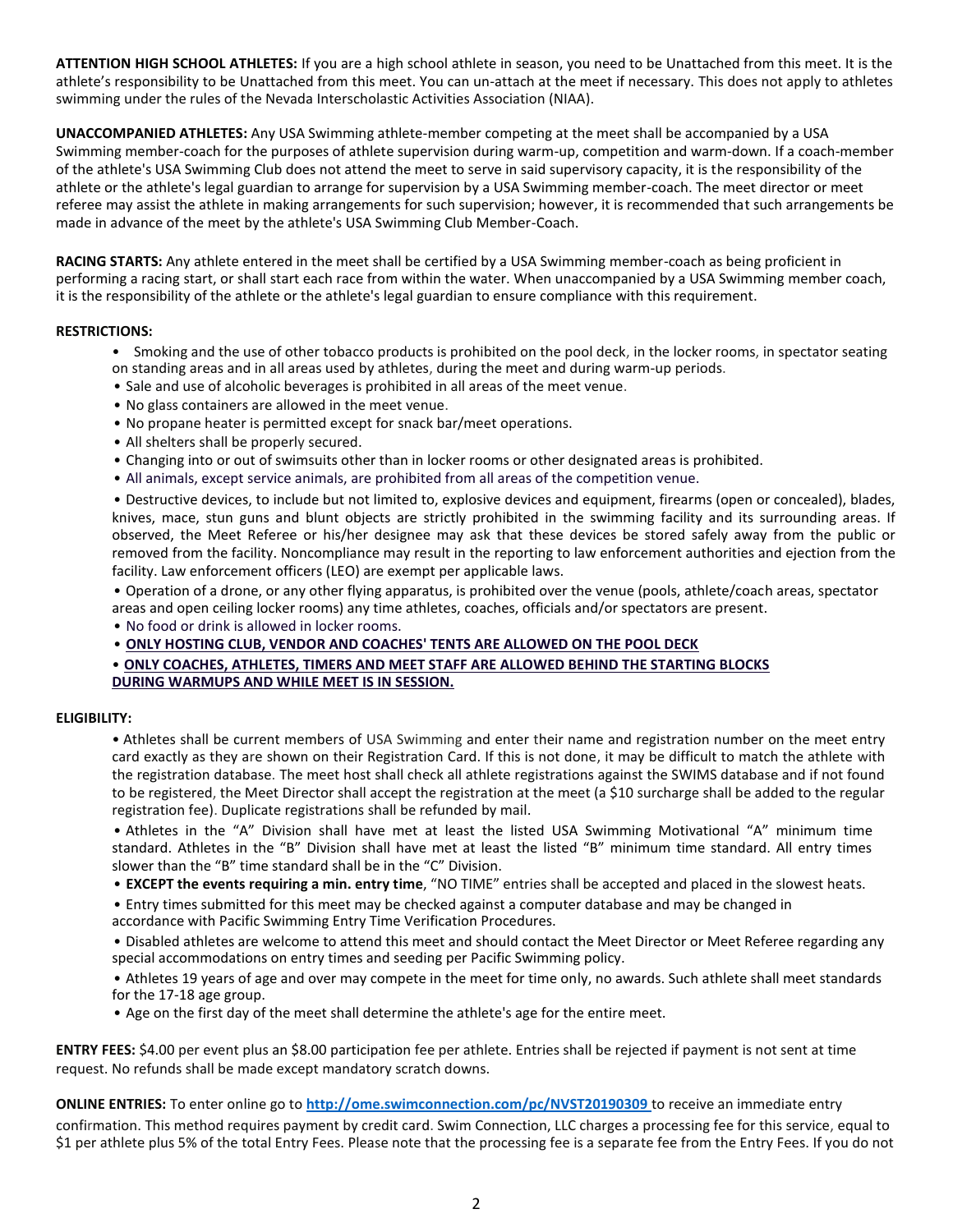**ATTENTION HIGH SCHOOL ATHLETES:** If you are a high school athlete in season, you need to be Unattached from this meet. It is the athlete's responsibility to be Unattached from this meet. You can un-attach at the meet if necessary. This does not apply to athletes swimming under the rules of the Nevada Interscholastic Activities Association (NIAA).

**UNACCOMPANIED ATHLETES:** Any USA Swimming athlete-member competing at the meet shall be accompanied by a USA Swimming member-coach for the purposes of athlete supervision during warm-up, competition and warm-down. If a coach-member of the athlete's USA Swimming Club does not attend the meet to serve in said supervisory capacity, it is the responsibility of the athlete or the athlete's legal guardian to arrange for supervision by a USA Swimming member-coach. The meet director or meet referee may assist the athlete in making arrangements for such supervision; however, it is recommended that such arrangements be made in advance of the meet by the athlete's USA Swimming Club Member-Coach.

**RACING STARTS:** Any athlete entered in the meet shall be certified by a USA Swimming member-coach as being proficient in performing a racing start, or shall start each race from within the water. When unaccompanied by a USA Swimming member coach, it is the responsibility of the athlete or the athlete's legal guardian to ensure compliance with this requirement.

**RESTRICTIONS:**

- Smoking and the use of other tobacco products is prohibited on the pool deck, in the locker rooms, in spectator seating on standing areas and in all areas used by athletes, during the meet and during warm-up periods.
- Sale and use of alcoholic beverages is prohibited in all areas of the meet venue.
- No glass containers are allowed in the meet venue.
- No propane heater is permitted except for snack bar/meet operations.
- All shelters shall be properly secured.
- Changing into or out of swimsuits other than in locker rooms or other designated areas is prohibited.
- All animals, except service animals, are prohibited from all areas of the competition venue.
- Destructive devices, to include but not limited to, explosive devices and equipment, firearms (open or concealed), blades, knives, mace, stun guns and blunt objects are strictly prohibited in the swimming facility and its surrounding areas. If observed, the Meet Referee or his/her designee may ask that these devices be stored safely away from the public or removed from the facility. Noncompliance may result in the reporting to law enforcement authorities and ejection from the facility. Law enforcement officers (LEO) are exempt per applicable laws.
- Operation of a drone, or any other flying apparatus, is prohibited over the venue (pools, athlete/coach areas, spectator areas and open ceiling locker rooms) any time athletes, coaches, officials and/or spectators are present.
- No food or drink is allowed in locker rooms.
- **ONLY HOSTING CLUB, VENDOR AND COACHES' TENTS ARE ALLOWED ON THE POOL DECK**
- **ONLY COACHES, ATHLETES, TIMERS AND MEET STAFF ARE ALLOWED BEHIND THE STARTING BLOCKS DURING WARMUPS AND WHILE MEET IS IN SESSION.**

**ELIGIBILITY:**

- Athletes shall be current members of USA Swimming and enter their name and registration number on the meet entry card exactly as they are shown on their Registration Card. If this is not done, it may be difficult to match the athlete with the registration database. The meet host shall check all athlete registrations against the SWIMS database and if not found to be registered, the Meet Director shall accept the registration at the meet (a $10 surcharge shall be added to the regular registration fee). Duplicate registrations shall be refunded by mail.
- Athletes in the "A" Division shall have met at least the listed USA Swimming Motivational "A" minimum time standard. Athletes in the "B" Division shall have met at least the listed "B" minimum time standard. All entry times slower than the "B" time standard shall be in the "C" Division.
- **EXCEPT the events requiring a min. entry time**, "NO TIME" entries shall be accepted and placed in the slowest heats.
- Entry times submitted for this meet may be checked against a computer database and may be changed in accordance with Pacific Swimming Entry Time Verification Procedures.
- Disabled athletes are welcome to attend this meet and should contact the Meet Director or Meet Referee regarding any special accommodations on entry times and seeding per Pacific Swimming policy.
- Athletes 19 years of age and over may compete in the meet for time only, no awards. Such athlete shall meet standards for the 17-18 age group.
- Age on the first day of the meet shall determine the athlete's age for the entire meet.

**ENTRY FEES:** $4.00 per event plus an $8.00 participation fee per athlete. Entries shall be rejected if payment is not sent at time request. No refunds shall be made except mandatory scratch downs.

**ONLINE ENTRIES:** To enter online go to **http://ome.swimconnection.com/pc/NVST20190309** to receive an immediate entry confirmation. This method requires payment by credit card. Swim Connection, LLC charges a processing fee for this service, equal to $1 per athlete plus 5% of the total Entry Fees. Please note that the processing fee is a separate fee from the Entry Fees. If you do not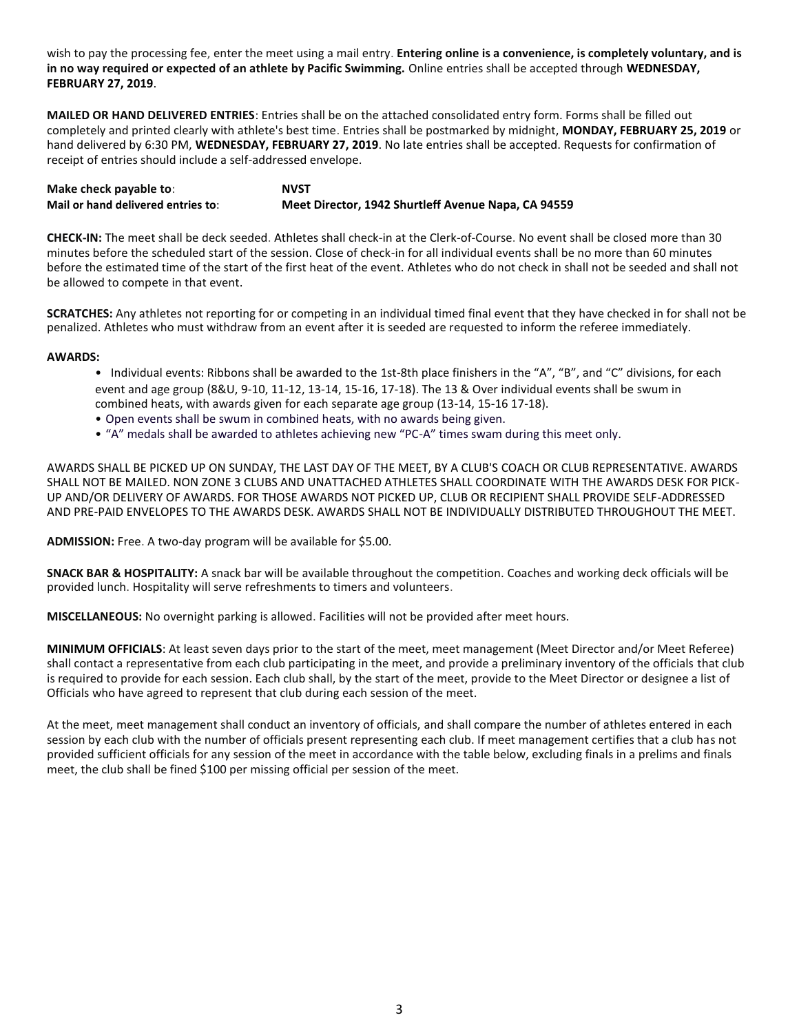wish to pay the processing fee, enter the meet using a mail entry. **Entering online is a convenience, is completely voluntary, and is in no way required or expected of an athlete by Pacific Swimming.** Online entries shall be accepted through **WEDNESDAY, FEBRUARY 27, 2019**.

**MAILED OR HAND DELIVERED ENTRIES**: Entries shall be on the attached consolidated entry form. Forms shall be filled out completely and printed clearly with athlete's best time. Entries shall be postmarked by midnight, **MONDAY, FEBRUARY 25, 2019** or hand delivered by 6:30 PM, **WEDNESDAY, FEBRUARY 27, 2019**. No late entries shall be accepted. Requests for confirmation of receipt of entries should include a self-addressed envelope.

| | |
|---|---|
| **Make check payable to**: | **NVST** |
| **Mail or hand delivered entries to**: | **Meet Director, 1942 Shurtleff Avenue Napa, CA 94559** |

**CHECK-IN:** The meet shall be deck seeded. Athletes shall check-in at the Clerk-of-Course. No event shall be closed more than 30 minutes before the scheduled start of the session. Close of check-in for all individual events shall be no more than 60 minutes before the estimated time of the start of the first heat of the event. Athletes who do not check in shall not be seeded and shall not be allowed to compete in that event.

**SCRATCHES:** Any athletes not reporting for or competing in an individual timed final event that they have checked in for shall not be penalized. Athletes who must withdraw from an event after it is seeded are requested to inform the referee immediately.

**AWARDS:**

- Individual events: Ribbons shall be awarded to the 1st-8th place finishers in the "A", "B", and "C" divisions, for each event and age group (8&U, 9-10, 11-12, 13-14, 15-16, 17-18). The 13 & Over individual events shall be swum in combined heats, with awards given for each separate age group (13-14, 15-16 17-18).
- Open events shall be swum in combined heats, with no awards being given.
- "A" medals shall be awarded to athletes achieving new "PC-A" times swam during this meet only.

AWARDS SHALL BE PICKED UP ON SUNDAY, THE LAST DAY OF THE MEET, BY A CLUB'S COACH OR CLUB REPRESENTATIVE. AWARDS SHALL NOT BE MAILED. NON ZONE 3 CLUBS AND UNATTACHED ATHLETES SHALL COORDINATE WITH THE AWARDS DESK FOR PICK-UP AND/OR DELIVERY OF AWARDS. FOR THOSE AWARDS NOT PICKED UP, CLUB OR RECIPIENT SHALL PROVIDE SELF-ADDRESSED AND PRE-PAID ENVELOPES TO THE AWARDS DESK. AWARDS SHALL NOT BE INDIVIDUALLY DISTRIBUTED THROUGHOUT THE MEET.

**ADMISSION:** Free. A two-day program will be available for $5.00.

**SNACK BAR & HOSPITALITY:** A snack bar will be available throughout the competition. Coaches and working deck officials will be provided lunch. Hospitality will serve refreshments to timers and volunteers.

**MISCELLANEOUS:** No overnight parking is allowed. Facilities will not be provided after meet hours.

**MINIMUM OFFICIALS**: At least seven days prior to the start of the meet, meet management (Meet Director and/or Meet Referee) shall contact a representative from each club participating in the meet, and provide a preliminary inventory of the officials that club is required to provide for each session. Each club shall, by the start of the meet, provide to the Meet Director or designee a list of Officials who have agreed to represent that club during each session of the meet.

At the meet, meet management shall conduct an inventory of officials, and shall compare the number of athletes entered in each session by each club with the number of officials present representing each club. If meet management certifies that a club has not provided sufficient officials for any session of the meet in accordance with the table below, excluding finals in a prelims and finals meet, the club shall be fined $100 per missing official per session of the meet.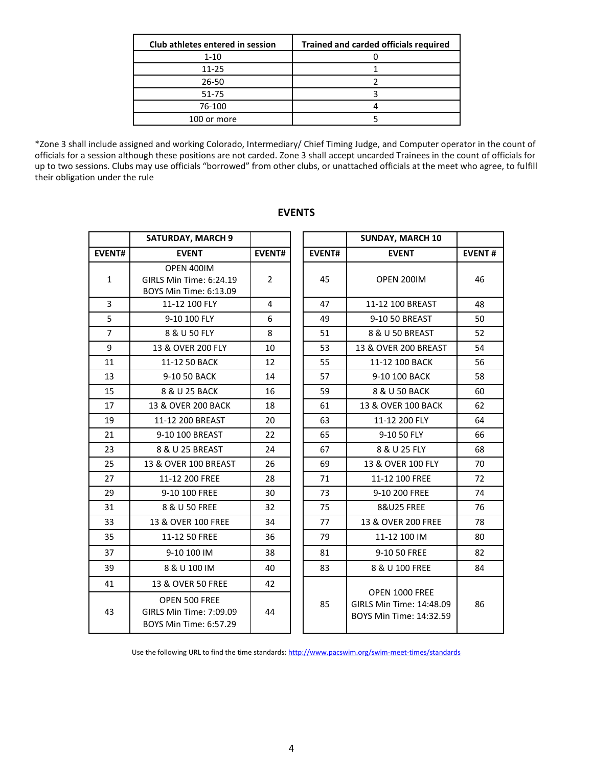| Club athletes entered in session | Trained and carded officials required |
|---|---|
| 1-10 | 0 |
| 11-25 | 1 |
| 26-50 | 2 |
| 51-75 | 3 |
| 76-100 | 4 |
| 100 or more | 5 |

*Zone 3 shall include assigned and working Colorado, Intermediary/ Chief Timing Judge, and Computer operator in the count of officials for a session although these positions are not carded. Zone 3 shall accept uncarded Trainees in the count of officials for up to two sessions. Clubs may use officials "borrowed" from other clubs, or unattached officials at the meet who agree, to fulfill their obligation under the rule

## EVENTS

| | SATURDAY, MARCH 9 | |
|---|---|---|
| EVENT# | EVENT | EVENT# |
| 1 | OPEN 400IM<br>GIRLS Min Time: 6:24.19<br>BOYS Min Time: 6:13.09 | 2 |
| 3 | 11-12 100 FLY | 4 |
| 5 | 9-10 100 FLY | 6 |
| 7 | 8 & U 50 FLY | 8 |
| 9 | 13 & OVER 200 FLY | 10 |
| 11 | 11-12 50 BACK | 12 |
| 13 | 9-10 50 BACK | 14 |
| 15 | 8 & U 25 BACK | 16 |
| 17 | 13 & OVER 200 BACK | 18 |
| 19 | 11-12 200 BREAST | 20 |
| 21 | 9-10 100 BREAST | 22 |
| 23 | 8 & U 25 BREAST | 24 |
| 25 | 13 & OVER 100 BREAST | 26 |
| 27 | 11-12 200 FREE | 28 |
| 29 | 9-10 100 FREE | 30 |
| 31 | 8 & U 50 FREE | 32 |
| 33 | 13 & OVER 100 FREE | 34 |
| 35 | 11-12 50 FREE | 36 |
| 37 | 9-10 100 IM | 38 |
| 39 | 8 & U 100 IM | 40 |
| 41 | 13 & OVER 50 FREE | 42 |
| 43 | OPEN 500 FREE<br>GIRLS Min Time: 7:09.09<br>BOYS Min Time: 6:57.29 | 44 |

| | SUNDAY, MARCH 10 | |
|---|---|---|
| EVENT# | EVENT | EVENT # |
| 45 | OPEN 200IM | 46 |
| 47 | 11-12 100 BREAST | 48 |
| 49 | 9-10 50 BREAST | 50 |
| 51 | 8 & U 50 BREAST | 52 |
| 53 | 13 & OVER 200 BREAST | 54 |
| 55 | 11-12 100 BACK | 56 |
| 57 | 9-10 100 BACK | 58 |
| 59 | 8 & U 50 BACK | 60 |
| 61 | 13 & OVER 100 BACK | 62 |
| 63 | 11-12 200 FLY | 64 |
| 65 | 9-10 50 FLY | 66 |
| 67 | 8 & U 25 FLY | 68 |
| 69 | 13 & OVER 100 FLY | 70 |
| 71 | 11-12 100 FREE | 72 |
| 73 | 9-10 200 FREE | 74 |
| 75 | 8&U25 FREE | 76 |
| 77 | 13 & OVER 200 FREE | 78 |
| 79 | 11-12 100 IM | 80 |
| 81 | 9-10 50 FREE | 82 |
| 83 | 8 & U 100 FREE | 84 |
| 85 | OPEN 1000 FREE<br>GIRLS Min Time: 14:48.09<br>BOYS Min Time: 14:32.59 | 86 |

Use the following URL to find the time standards: http://www.pacswim.org/swim-meet-times/standards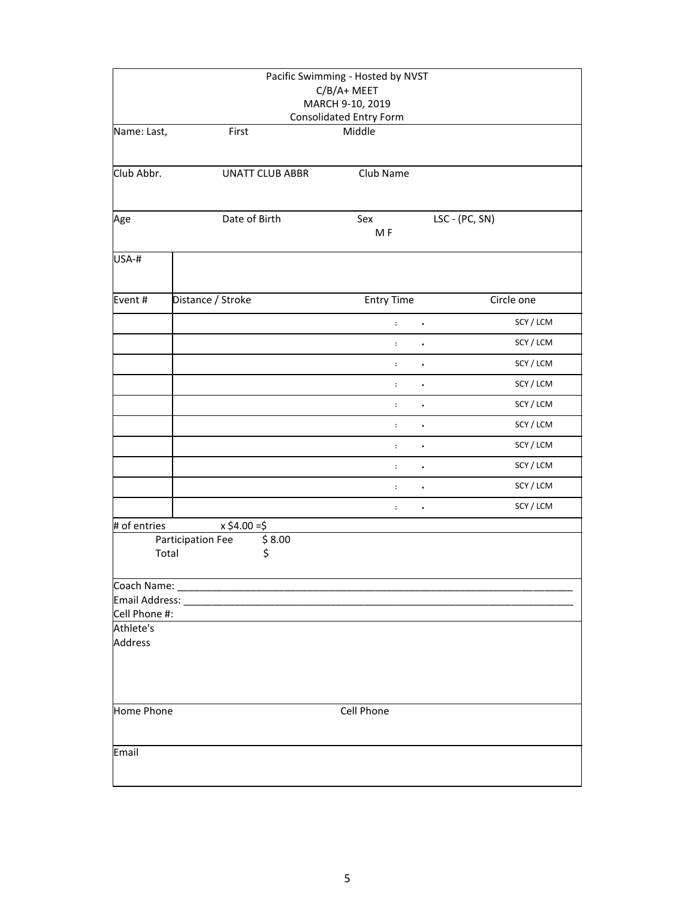Pacific Swimming - Hosted by NVST
C/B/A+ MEET
MARCH 9-10, 2019
Consolidated Entry Form

| Name: Last, | First | Middle | |
|---|---|---|---|
| | | | |
| Club Abbr. | UNATT CLUB ABBR | Club Name | |
| | | | |
| Age | Date of Birth | Sex<br>M F | LSC - (PC, SN) |
| USA-# | | | |

| Event # | Distance / Stroke | Entry Time | Circle one |
|---|---|---|---|
| | | : . | SCY / LCM |
| | | : . | SCY / LCM |
| | | : . | SCY / LCM |
| | | : . | SCY / LCM |
| | | : . | SCY / LCM |
| | | : . | SCY / LCM |
| | | : . | SCY / LCM |
| | | : . | SCY / LCM |
| | | : . | SCY / LCM |
| | | : . | SCY / LCM |

# of entries x $4.00 =$

Participation Fee $ 8.00

Total $

Coach Name: ___________________________________________________________________________

Email Address: _________________________________________________________________________

Cell Phone #:

Athlete's Address

| Home Phone | Cell Phone |
|---|---|
| | |

Email